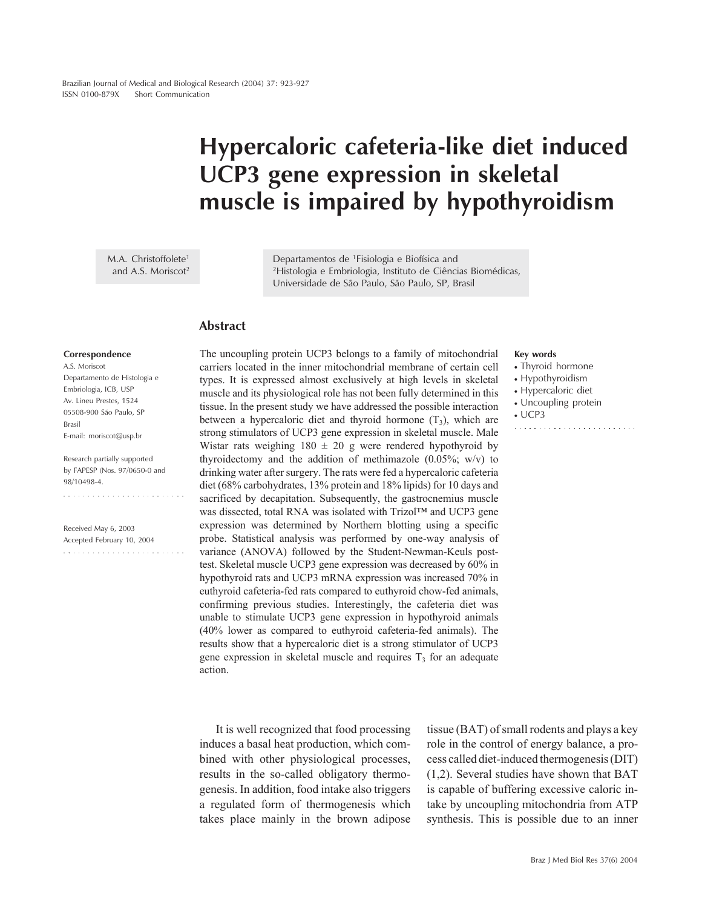# Hypercaloric cafeteria-like diet induced UCP3 gene expression in skeletal muscle is impaired by hypothyroidism

M.A. Christoffolete[1] and A.S. Moriscot[2]

Departamentos de [1]Fisiologia e Biofísica and [2]Histologia e Embriologia, Instituto de Ciências Biomédicas, Universidade de São Paulo, São Paulo, SP, Brasil

**Correspondence**
A.S. Moriscot
Departamento de Histologia e Embriologia, ICB, USP
Av. Lineu Prestes, 1524
05508-900 São Paulo, SP
Brasil
E-mail: moriscot@usp.br

Research partially supported by FAPESP (Nos. 97/0650-0 and 98/10498-4.

Received May 6, 2003
Accepted February 10, 2004

## Abstract

The uncoupling protein UCP3 belongs to a family of mitochondrial carriers located in the inner mitochondrial membrane of certain cell types. It is expressed almost exclusively at high levels in skeletal muscle and its physiological role has not been fully determined in this tissue. In the present study we have addressed the possible interaction between a hypercaloric diet and thyroid hormone ($T_3$), which are strong stimulators of UCP3 gene expression in skeletal muscle. Male Wistar rats weighing 180 ± 20 g were rendered hypothyroid by thyroidectomy and the addition of methimazole (0.05%; w/v) to drinking water after surgery. The rats were fed a hypercaloric cafeteria diet (68% carbohydrates, 13% protein and 18% lipids) for 10 days and sacrificed by decapitation. Subsequently, the gastrocnemius muscle was dissected, total RNA was isolated with Trizol™ and UCP3 gene expression was determined by Northern blotting using a specific probe. Statistical analysis was performed by one-way analysis of variance (ANOVA) followed by the Student-Newman-Keuls post-test. Skeletal muscle UCP3 gene expression was decreased by 60% in hypothyroid rats and UCP3 mRNA expression was increased 70% in euthyroid cafeteria-fed rats compared to euthyroid chow-fed animals, confirming previous studies. Interestingly, the cafeteria diet was unable to stimulate UCP3 gene expression in hypothyroid animals (40% lower as compared to euthyroid cafeteria-fed animals). The results show that a hypercaloric diet is a strong stimulator of UCP3 gene expression in skeletal muscle and requires $T_3$ for an adequate action.

**Key words**
- Thyroid hormone
- Hypothyroidism
- Hypercaloric diet
- Uncoupling protein
- UCP3

It is well recognized that food processing induces a basal heat production, which combined with other physiological processes, results in the so-called obligatory thermogenesis. In addition, food intake also triggers a regulated form of thermogenesis which takes place mainly in the brown adipose tissue (BAT) of small rodents and plays a key role in the control of energy balance, a process called diet-induced thermogenesis (DIT) (1,2). Several studies have shown that BAT is capable of buffering excessive caloric intake by uncoupling mitochondria from ATP synthesis. This is possible due to an inner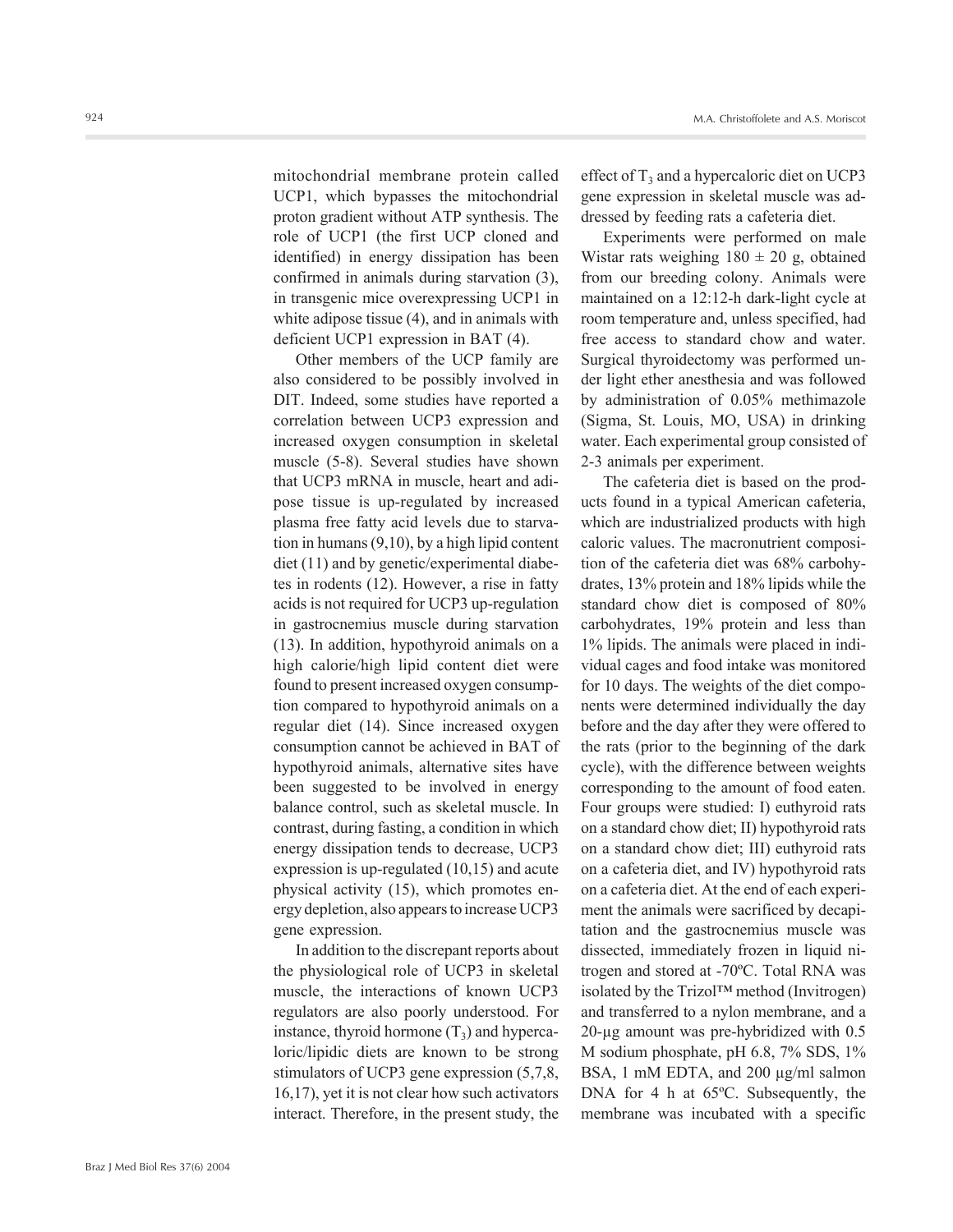mitochondrial membrane protein called UCP1, which bypasses the mitochondrial proton gradient without ATP synthesis. The role of UCP1 (the first UCP cloned and identified) in energy dissipation has been confirmed in animals during starvation (3), in transgenic mice overexpressing UCP1 in white adipose tissue (4), and in animals with deficient UCP1 expression in BAT (4).

Other members of the UCP family are also considered to be possibly involved in DIT. Indeed, some studies have reported a correlation between UCP3 expression and increased oxygen consumption in skeletal muscle (5-8). Several studies have shown that UCP3 mRNA in muscle, heart and adipose tissue is up-regulated by increased plasma free fatty acid levels due to starvation in humans (9,10), by a high lipid content diet (11) and by genetic/experimental diabetes in rodents (12). However, a rise in fatty acids is not required for UCP3 up-regulation in gastrocnemius muscle during starvation (13). In addition, hypothyroid animals on a high calorie/high lipid content diet were found to present increased oxygen consumption compared to hypothyroid animals on a regular diet (14). Since increased oxygen consumption cannot be achieved in BAT of hypothyroid animals, alternative sites have been suggested to be involved in energy balance control, such as skeletal muscle. In contrast, during fasting, a condition in which energy dissipation tends to decrease, UCP3 expression is up-regulated (10,15) and acute physical activity (15), which promotes energy depletion, also appears to increase UCP3 gene expression.

In addition to the discrepant reports about the physiological role of UCP3 in skeletal muscle, the interactions of known UCP3 regulators are also poorly understood. For instance, thyroid hormone ($T_3$) and hypercaloric/lipidic diets are known to be strong stimulators of UCP3 gene expression (5,7,8,16,17), yet it is not clear how such activators interact. Therefore, in the present study, the effect of $T_3$ and a hypercaloric diet on UCP3 gene expression in skeletal muscle was addressed by feeding rats a cafeteria diet.

Experiments were performed on male Wistar rats weighing 180 ± 20 g, obtained from our breeding colony. Animals were maintained on a 12:12-h dark-light cycle at room temperature and, unless specified, had free access to standard chow and water. Surgical thyroidectomy was performed under light ether anesthesia and was followed by administration of 0.05% methimazole (Sigma, St. Louis, MO, USA) in drinking water. Each experimental group consisted of 2-3 animals per experiment.

The cafeteria diet is based on the products found in a typical American cafeteria, which are industrialized products with high caloric values. The macronutrient composition of the cafeteria diet was 68% carbohydrates, 13% protein and 18% lipids while the standard chow diet is composed of 80% carbohydrates, 19% protein and less than 1% lipids. The animals were placed in individual cages and food intake was monitored for 10 days. The weights of the diet components were determined individually the day before and the day after they were offered to the rats (prior to the beginning of the dark cycle), with the difference between weights corresponding to the amount of food eaten. Four groups were studied: I) euthyroid rats on a standard chow diet; II) hypothyroid rats on a standard chow diet; III) euthyroid rats on a cafeteria diet, and IV) hypothyroid rats on a cafeteria diet. At the end of each experiment the animals were sacrificed by decapitation and the gastrocnemius muscle was dissected, immediately frozen in liquid nitrogen and stored at -70ºC. Total RNA was isolated by the Trizol™ method (Invitrogen) and transferred to a nylon membrane, and a 20-µg amount was pre-hybridized with 0.5 M sodium phosphate, pH 6.8, 7% SDS, 1% BSA, 1 mM EDTA, and 200 µg/ml salmon DNA for 4 h at 65ºC. Subsequently, the membrane was incubated with a specific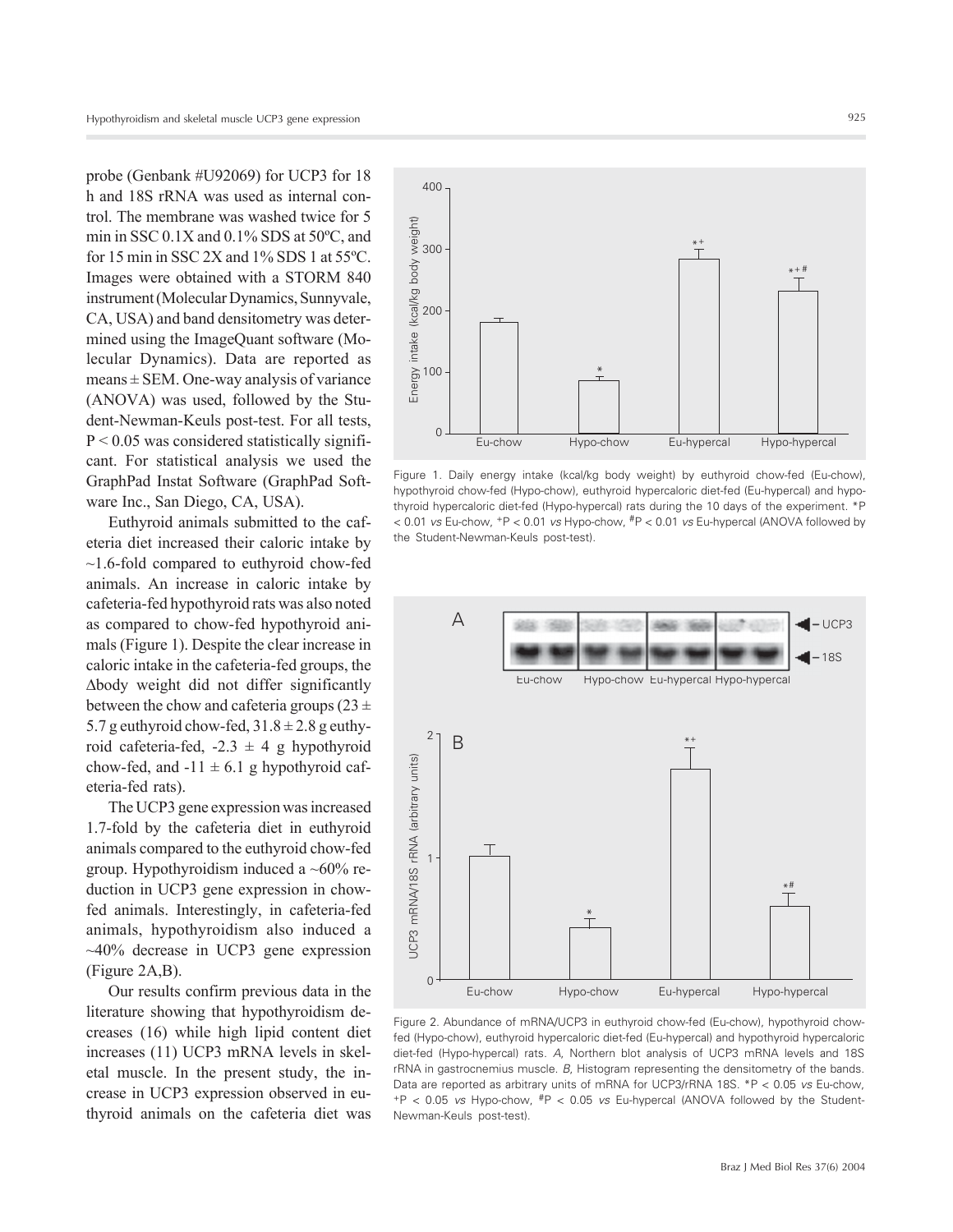probe (Genbank #U92069) for UCP3 for 18 h and 18S rRNA was used as internal control. The membrane was washed twice for 5 min in SSC 0.1X and 0.1% SDS at 50ºC, and for 15 min in SSC 2X and 1% SDS 1 at 55ºC. Images were obtained with a STORM 840 instrument (Molecular Dynamics, Sunnyvale, CA, USA) and band densitometry was determined using the ImageQuant software (Molecular Dynamics). Data are reported as means ± SEM. One-way analysis of variance (ANOVA) was used, followed by the Student-Newman-Keuls post-test. For all tests, $P < 0.05$ was considered statistically significant. For statistical analysis we used the GraphPad Instat Software (GraphPad Software Inc., San Diego, CA, USA).

Euthyroid animals submitted to the cafeteria diet increased their caloric intake by ~1.6-fold compared to euthyroid chow-fed animals. An increase in caloric intake by cafeteria-fed hypothyroid rats was also noted as compared to chow-fed hypothyroid animals (Figure 1). Despite the clear increase in caloric intake in the cafeteria-fed groups, the Δbody weight did not differ significantly between the chow and cafeteria groups (23 ± 5.7 g euthyroid chow-fed, 31.8 ± 2.8 g euthyroid cafeteria-fed, -2.3 ± 4 g hypothyroid chow-fed, and -11 ± 6.1 g hypothyroid cafeteria-fed rats).

The UCP3 gene expression was increased 1.7-fold by the cafeteria diet in euthyroid animals compared to the euthyroid chow-fed group. Hypothyroidism induced a ~60% reduction in UCP3 gene expression in chow-fed animals. Interestingly, in cafeteria-fed animals, hypothyroidism also induced a ~40% decrease in UCP3 gene expression (Figure 2A,B).

Our results confirm previous data in the literature showing that hypothyroidism decreases (16) while high lipid content diet increases (11) UCP3 mRNA levels in skeletal muscle. In the present study, the increase in UCP3 expression observed in euthyroid animals on the cafeteria diet was

Figure 1. Daily energy intake (kcal/kg body weight) by euthyroid chow-fed (Eu-chow), hypothyroid chow-fed (Hypo-chow), euthyroid hypercaloric diet-fed (Eu-hypercal) and hypothyroid hypercaloric diet-fed (Hypo-hypercal) rats during the 10 days of the experiment. *$P < 0.01$ *vs* Eu-chow, $^{+}P < 0.01$ *vs* Hypo-chow, $^{\#}P < 0.01$ *vs* Eu-hypercal (ANOVA followed by the Student-Newman-Keuls post-test).

Figure 2. Abundance of mRNA/UCP3 in euthyroid chow-fed (Eu-chow), hypothyroid chow-fed (Hypo-chow), euthyroid hypercaloric diet-fed (Eu-hypercal) and hypothyroid hypercaloric diet-fed (Hypo-hypercal) rats. *A*, Northern blot analysis of UCP3 mRNA levels and 18S rRNA in gastrocnemius muscle. *B*, Histogram representing the densitometry of the bands. Data are reported as arbitrary units of mRNA for UCP3/rRNA 18S. *$P < 0.05$ *vs* Eu-chow, $^{+}P < 0.05$ *vs* Hypo-chow, $^{\#}P < 0.05$ *vs* Eu-hypercal (ANOVA followed by the Student-Newman-Keuls post-test).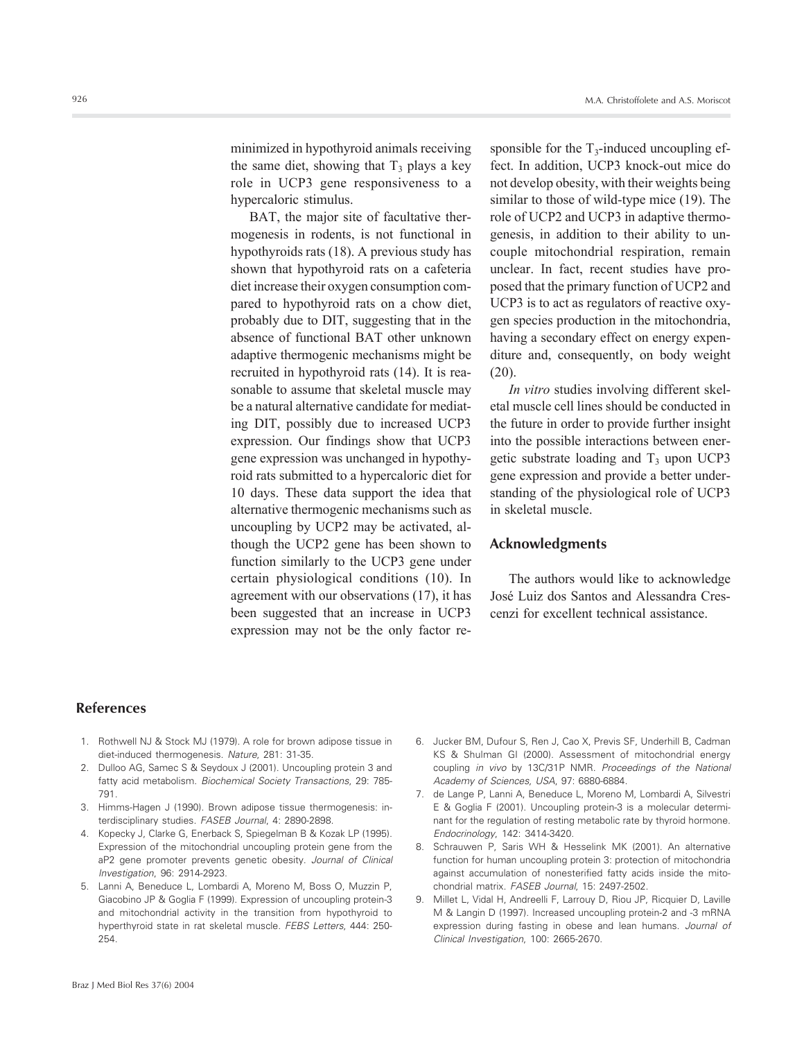minimized in hypothyroid animals receiving the same diet, showing that $T_3$ plays a key role in UCP3 gene responsiveness to a hypercaloric stimulus.

BAT, the major site of facultative thermogenesis in rodents, is not functional in hypothyroids rats (18). A previous study has shown that hypothyroid rats on a cafeteria diet increase their oxygen consumption compared to hypothyroid rats on a chow diet, probably due to DIT, suggesting that in the absence of functional BAT other unknown adaptive thermogenic mechanisms might be recruited in hypothyroid rats (14). It is reasonable to assume that skeletal muscle may be a natural alternative candidate for mediating DIT, possibly due to increased UCP3 expression. Our findings show that UCP3 gene expression was unchanged in hypothyroid rats submitted to a hypercaloric diet for 10 days. These data support the idea that alternative thermogenic mechanisms such as uncoupling by UCP2 may be activated, although the UCP2 gene has been shown to function similarly to the UCP3 gene under certain physiological conditions (10). In agreement with our observations (17), it has been suggested that an increase in UCP3 expression may not be the only factor responsible for the $T_3$-induced uncoupling effect. In addition, UCP3 knock-out mice do not develop obesity, with their weights being similar to those of wild-type mice (19). The role of UCP2 and UCP3 in adaptive thermogenesis, in addition to their ability to uncouple mitochondrial respiration, remain unclear. In fact, recent studies have proposed that the primary function of UCP2 and UCP3 is to act as regulators of reactive oxygen species production in the mitochondria, having a secondary effect on energy expenditure and, consequently, on body weight (20).

*In vitro* studies involving different skeletal muscle cell lines should be conducted in the future in order to provide further insight into the possible interactions between energetic substrate loading and $T_3$ upon UCP3 gene expression and provide a better understanding of the physiological role of UCP3 in skeletal muscle.

## Acknowledgments

The authors would like to acknowledge José Luiz dos Santos and Alessandra Crescenzi for excellent technical assistance.

## References

1. Rothwell NJ & Stock MJ (1979). A role for brown adipose tissue in diet-induced thermogenesis. *Nature*, 281: 31-35.
2. Dulloo AG, Samec S & Seydoux J (2001). Uncoupling protein 3 and fatty acid metabolism. *Biochemical Society Transactions*, 29: 785-791.
3. Himms-Hagen J (1990). Brown adipose tissue thermogenesis: interdisciplinary studies. *FASEB Journal*, 4: 2890-2898.
4. Kopecky J, Clarke G, Enerback S, Spiegelman B & Kozak LP (1995). Expression of the mitochondrial uncoupling protein gene from the aP2 gene promoter prevents genetic obesity. *Journal of Clinical Investigation*, 96: 2914-2923.
5. Lanni A, Beneduce L, Lombardi A, Moreno M, Boss O, Muzzin P, Giacobino JP & Goglia F (1999). Expression of uncoupling protein-3 and mitochondrial activity in the transition from hypothyroid to hyperthyroid state in rat skeletal muscle. *FEBS Letters*, 444: 250-254.
6. Jucker BM, Dufour S, Ren J, Cao X, Previs SF, Underhill B, Cadman KS & Shulman GI (2000). Assessment of mitochondrial energy coupling *in vivo* by 13C/31P NMR. *Proceedings of the National Academy of Sciences, USA*, 97: 6880-6884.
7. de Lange P, Lanni A, Beneduce L, Moreno M, Lombardi A, Silvestri E & Goglia F (2001). Uncoupling protein-3 is a molecular determinant for the regulation of resting metabolic rate by thyroid hormone. *Endocrinology*, 142: 3414-3420.
8. Schrauwen P, Saris WH & Hesselink MK (2001). An alternative function for human uncoupling protein 3: protection of mitochondria against accumulation of nonesterified fatty acids inside the mitochondrial matrix. *FASEB Journal*, 15: 2497-2502.
9. Millet L, Vidal H, Andreelli F, Larrouy D, Riou JP, Ricquier D, Laville M & Langin D (1997). Increased uncoupling protein-2 and -3 mRNA expression during fasting in obese and lean humans. *Journal of Clinical Investigation*, 100: 2665-2670.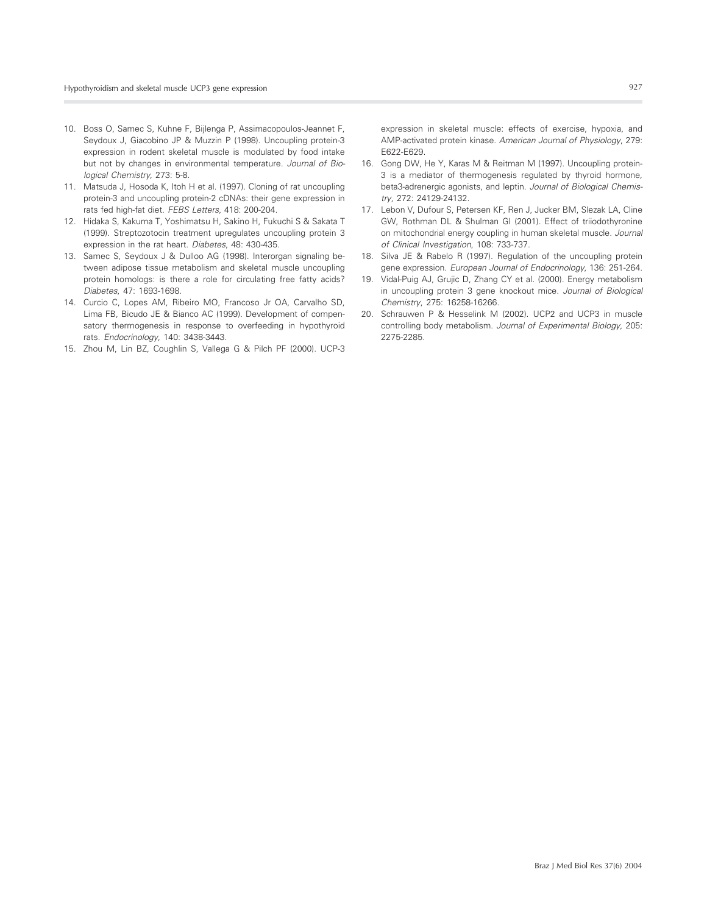10. Boss O, Samec S, Kuhne F, Bijlenga P, Assimacopoulos-Jeannet F, Seydoux J, Giacobino JP & Muzzin P (1998). Uncoupling protein-3 expression in rodent skeletal muscle is modulated by food intake but not by changes in environmental temperature. *Journal of Biological Chemistry*, 273: 5-8.
11. Matsuda J, Hosoda K, Itoh H et al. (1997). Cloning of rat uncoupling protein-3 and uncoupling protein-2 cDNAs: their gene expression in rats fed high-fat diet. *FEBS Letters*, 418: 200-204.
12. Hidaka S, Kakuma T, Yoshimatsu H, Sakino H, Fukuchi S & Sakata T (1999). Streptozotocin treatment upregulates uncoupling protein 3 expression in the rat heart. *Diabetes*, 48: 430-435.
13. Samec S, Seydoux J & Dulloo AG (1998). Interorgan signaling between adipose tissue metabolism and skeletal muscle uncoupling protein homologs: is there a role for circulating free fatty acids? *Diabetes*, 47: 1693-1698.
14. Curcio C, Lopes AM, Ribeiro MO, Francoso Jr OA, Carvalho SD, Lima FB, Bicudo JE & Bianco AC (1999). Development of compensatory thermogenesis in response to overfeeding in hypothyroid rats. *Endocrinology*, 140: 3438-3443.
15. Zhou M, Lin BZ, Coughlin S, Vallega G & Pilch PF (2000). UCP-3 expression in skeletal muscle: effects of exercise, hypoxia, and AMP-activated protein kinase. *American Journal of Physiology*, 279: E622-E629.
16. Gong DW, He Y, Karas M & Reitman M (1997). Uncoupling protein-3 is a mediator of thermogenesis regulated by thyroid hormone, beta3-adrenergic agonists, and leptin. *Journal of Biological Chemistry*, 272: 24129-24132.
17. Lebon V, Dufour S, Petersen KF, Ren J, Jucker BM, Slezak LA, Cline GW, Rothman DL & Shulman GI (2001). Effect of triiodothyronine on mitochondrial energy coupling in human skeletal muscle. *Journal of Clinical Investigation*, 108: 733-737.
18. Silva JE & Rabelo R (1997). Regulation of the uncoupling protein gene expression. *European Journal of Endocrinology*, 136: 251-264.
19. Vidal-Puig AJ, Grujic D, Zhang CY et al. (2000). Energy metabolism in uncoupling protein 3 gene knockout mice. *Journal of Biological Chemistry*, 275: 16258-16266.
20. Schrauwen P & Hesselink M (2002). UCP2 and UCP3 in muscle controlling body metabolism. *Journal of Experimental Biology*, 205: 2275-2285.